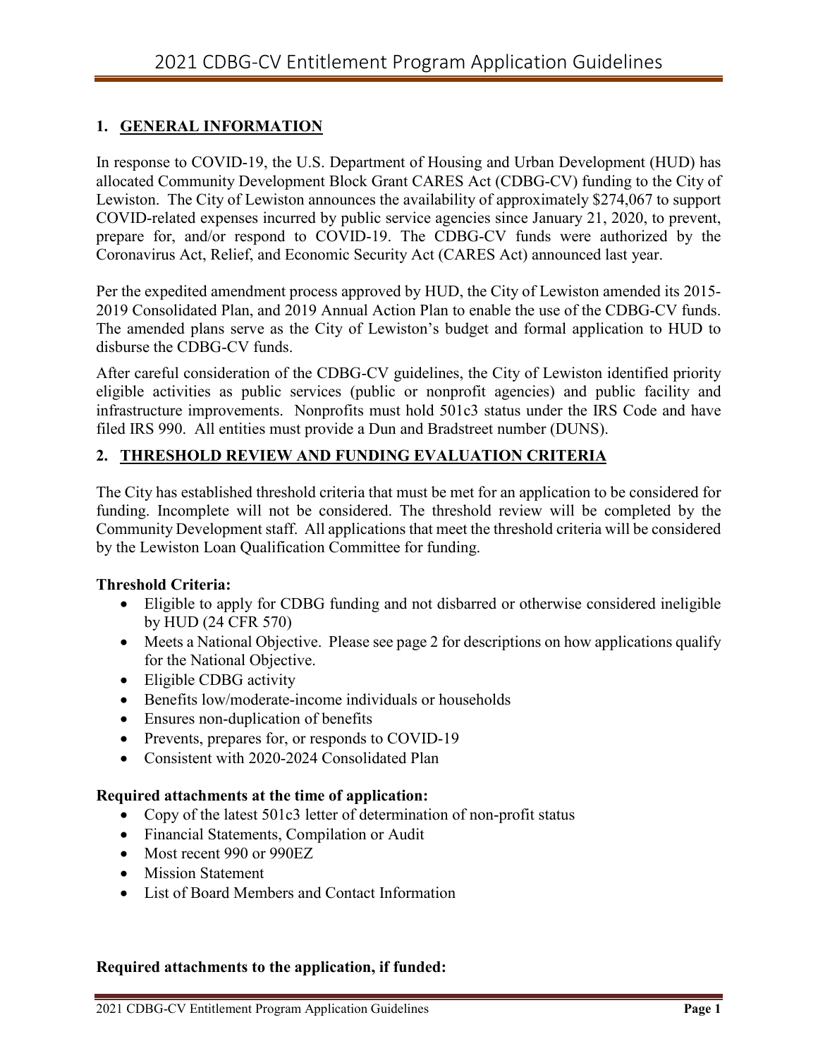# 2021 CDBG-CV Entitlement Program Application Guidelines

## 1. GENERAL INFORMATION

In response to COVID-19, the U.S. Department of Housing and Urban Development (HUD) has allocated Community Development Block Grant CARES Act (CDBG-CV) funding to the City of Lewiston. The City of Lewiston announces the availability of approximately $274,067 to support COVID-related expenses incurred by public service agencies since January 21, 2020, to prevent, prepare for, and/or respond to COVID-19. The CDBG-CV funds were authorized by the Coronavirus Act, Relief, and Economic Security Act (CARES Act) announced last year.

Per the expedited amendment process approved by HUD, the City of Lewiston amended its 2015-2019 Consolidated Plan, and 2019 Annual Action Plan to enable the use of the CDBG-CV funds. The amended plans serve as the City of Lewiston's budget and formal application to HUD to disburse the CDBG-CV funds.

After careful consideration of the CDBG-CV guidelines, the City of Lewiston identified priority eligible activities as public services (public or nonprofit agencies) and public facility and infrastructure improvements. Nonprofits must hold 501c3 status under the IRS Code and have filed IRS 990. All entities must provide a Dun and Bradstreet number (DUNS).

## 2. THRESHOLD REVIEW AND FUNDING EVALUATION CRITERIA

The City has established threshold criteria that must be met for an application to be considered for funding. Incomplete will not be considered. The threshold review will be completed by the Community Development staff. All applications that meet the threshold criteria will be considered by the Lewiston Loan Qualification Committee for funding.

**Threshold Criteria:**

- Eligible to apply for CDBG funding and not disbarred or otherwise considered ineligible by HUD (24 CFR 570)
- Meets a National Objective. Please see page 2 for descriptions on how applications qualify for the National Objective.
- Eligible CDBG activity
- Benefits low/moderate-income individuals or households
- Ensures non-duplication of benefits
- Prevents, prepares for, or responds to COVID-19
- Consistent with 2020-2024 Consolidated Plan

**Required attachments at the time of application:**

- Copy of the latest 501c3 letter of determination of non-profit status
- Financial Statements, Compilation or Audit
- Most recent 990 or 990EZ
- Mission Statement
- List of Board Members and Contact Information

**Required attachments to the application, if funded:**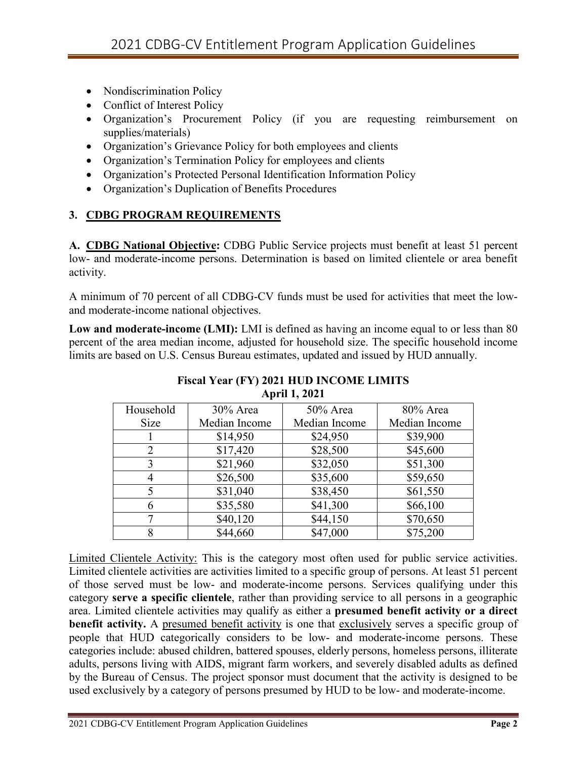- Nondiscrimination Policy
- Conflict of Interest Policy
- Organization's Procurement Policy (if you are requesting reimbursement on supplies/materials)
- Organization's Grievance Policy for both employees and clients
- Organization's Termination Policy for employees and clients
- Organization's Protected Personal Identification Information Policy
- Organization's Duplication of Benefits Procedures

## 3. CDBG PROGRAM REQUIREMENTS

**A. CDBG National Objective:** CDBG Public Service projects must benefit at least 51 percent low- and moderate-income persons. Determination is based on limited clientele or area benefit activity.

A minimum of 70 percent of all CDBG-CV funds must be used for activities that meet the low- and moderate-income national objectives.

**Low and moderate-income (LMI):** LMI is defined as having an income equal to or less than 80 percent of the area median income, adjusted for household size. The specific household income limits are based on U.S. Census Bureau estimates, updated and issued by HUD annually.

**Fiscal Year (FY) 2021 HUD INCOME LIMITS**
**April 1, 2021**

| Household Size | 30% Area Median Income | 50% Area Median Income | 80% Area Median Income |
|---|---|---|---|
| 1 | $14,950 | $24,950 | $39,900 |
| 2 | $17,420 | $28,500 | $45,600 |
| 3 | $21,960 | $32,050 | $51,300 |
| 4 | $26,500 | $35,600 | $59,650 |
| 5 | $31,040 | $38,450 | $61,550 |
| 6 | $35,580 | $41,300 | $66,100 |
| 7 | $40,120 | $44,150 | $70,650 |
| 8 | $44,660 | $47,000 | $75,200 |

Limited Clientele Activity: This is the category most often used for public service activities. Limited clientele activities are activities limited to a specific group of persons. At least 51 percent of those served must be low- and moderate-income persons. Services qualifying under this category **serve a specific clientele**, rather than providing service to all persons in a geographic area. Limited clientele activities may qualify as either a **presumed benefit activity or a direct benefit activity.** A presumed benefit activity is one that exclusively serves a specific group of people that HUD categorically considers to be low- and moderate-income persons. These categories include: abused children, battered spouses, elderly persons, homeless persons, illiterate adults, persons living with AIDS, migrant farm workers, and severely disabled adults as defined by the Bureau of Census. The project sponsor must document that the activity is designed to be used exclusively by a category of persons presumed by HUD to be low- and moderate-income.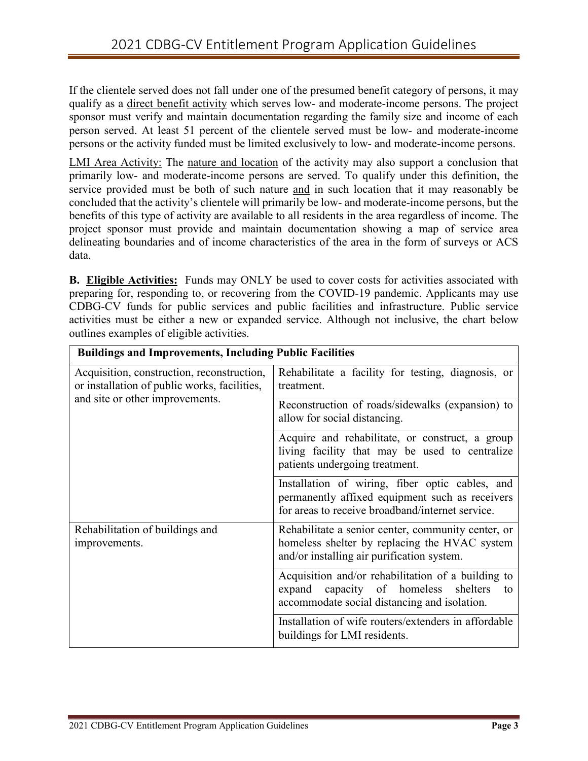If the clientele served does not fall under one of the presumed benefit category of persons, it may qualify as a <u>direct benefit activity</u> which serves low- and moderate-income persons. The project sponsor must verify and maintain documentation regarding the family size and income of each person served. At least 51 percent of the clientele served must be low- and moderate-income persons or the activity funded must be limited exclusively to low- and moderate-income persons.

<u>LMI Area Activity:</u> The <u>nature and location</u> of the activity may also support a conclusion that primarily low- and moderate-income persons are served. To qualify under this definition, the service provided must be both of such nature <u>and</u> in such location that it may reasonably be concluded that the activity's clientele will primarily be low- and moderate-income persons, but the benefits of this type of activity are available to all residents in the area regardless of income. The project sponsor must provide and maintain documentation showing a map of service area delineating boundaries and of income characteristics of the area in the form of surveys or ACS data.

**B. <u>Eligible Activities:</u>** Funds may ONLY be used to cover costs for activities associated with preparing for, responding to, or recovering from the COVID-19 pandemic. Applicants may use CDBG-CV funds for public services and public facilities and infrastructure. Public service activities must be either a new or expanded service. Although not inclusive, the chart below outlines examples of eligible activities.

| **Buildings and Improvements, Including Public Facilities** | |
|---|---|
| Acquisition, construction, reconstruction, or installation of public works, facilities, and site or other improvements. | Rehabilitate a facility for testing, diagnosis, or treatment. |
| | Reconstruction of roads/sidewalks (expansion) to allow for social distancing. |
| | Acquire and rehabilitate, or construct, a group living facility that may be used to centralize patients undergoing treatment. |
| | Installation of wiring, fiber optic cables, and permanently affixed equipment such as receivers for areas to receive broadband/internet service. |
| Rehabilitation of buildings and improvements. | Rehabilitate a senior center, community center, or homeless shelter by replacing the HVAC system and/or installing air purification system. |
| | Acquisition and/or rehabilitation of a building to expand capacity of homeless shelters to accommodate social distancing and isolation. |
| | Installation of wife routers/extenders in affordable buildings for LMI residents. |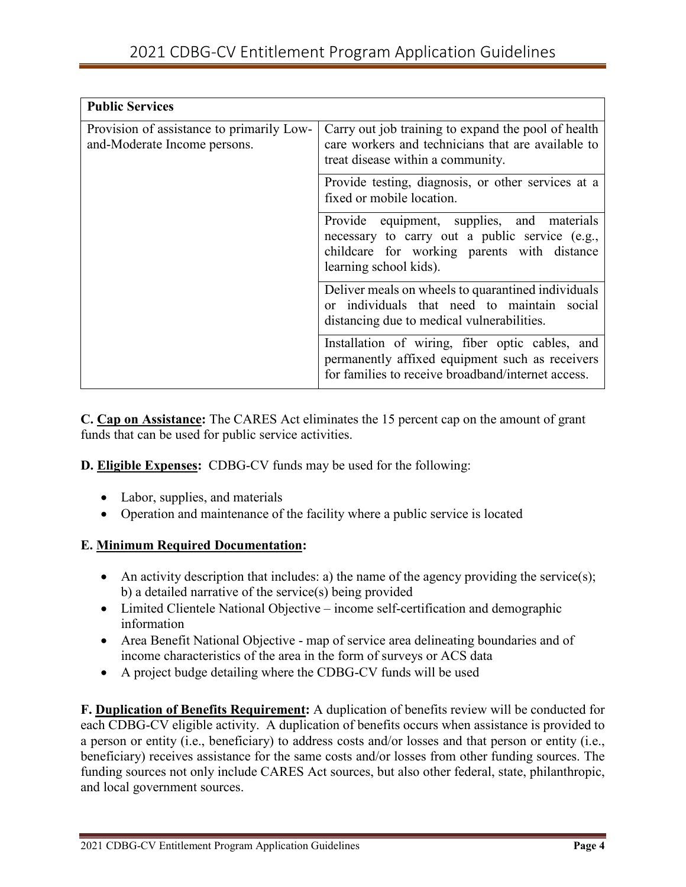| Public Services | |
|---|---|
| Provision of assistance to primarily Low-and-Moderate Income persons. | Carry out job training to expand the pool of health care workers and technicians that are available to treat disease within a community. |
| | Provide testing, diagnosis, or other services at a fixed or mobile location. |
| | Provide equipment, supplies, and materials necessary to carry out a public service (e.g., childcare for working parents with distance learning school kids). |
| | Deliver meals on wheels to quarantined individuals or individuals that need to maintain social distancing due to medical vulnerabilities. |
| | Installation of wiring, fiber optic cables, and permanently affixed equipment such as receivers for families to receive broadband/internet access. |

**C. Cap on Assistance:** The CARES Act eliminates the 15 percent cap on the amount of grant funds that can be used for public service activities.

**D. Eligible Expenses:** CDBG-CV funds may be used for the following:

- Labor, supplies, and materials
- Operation and maintenance of the facility where a public service is located

**E. Minimum Required Documentation:**

- An activity description that includes: a) the name of the agency providing the service(s); b) a detailed narrative of the service(s) being provided
- Limited Clientele National Objective – income self-certification and demographic information
- Area Benefit National Objective - map of service area delineating boundaries and of income characteristics of the area in the form of surveys or ACS data
- A project budge detailing where the CDBG-CV funds will be used

**F. Duplication of Benefits Requirement:** A duplication of benefits review will be conducted for each CDBG-CV eligible activity. A duplication of benefits occurs when assistance is provided to a person or entity (i.e., beneficiary) to address costs and/or losses and that person or entity (i.e., beneficiary) receives assistance for the same costs and/or losses from other funding sources. The funding sources not only include CARES Act sources, but also other federal, state, philanthropic, and local government sources.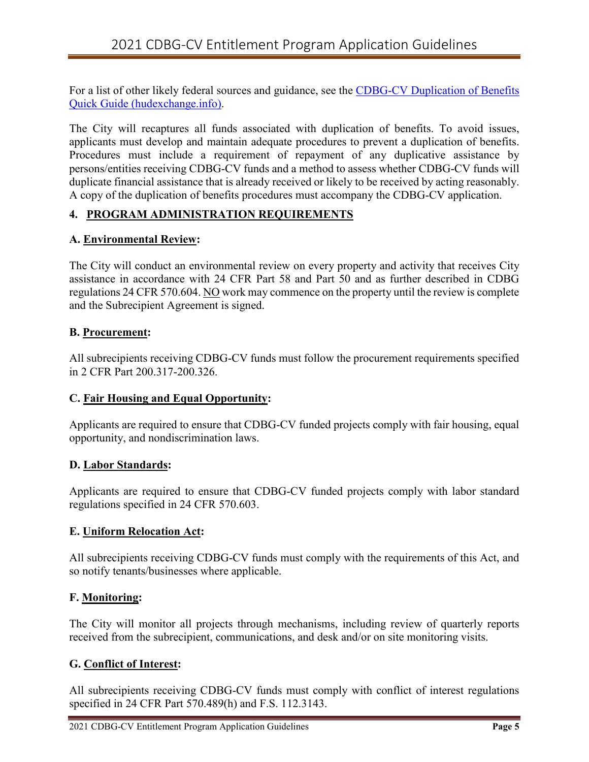For a list of other likely federal sources and guidance, see the [CDBG-CV Duplication of Benefits Quick Guide (hudexchange.info)](https://www.hudexchange.info).

The City will recaptures all funds associated with duplication of benefits. To avoid issues, applicants must develop and maintain adequate procedures to prevent a duplication of benefits. Procedures must include a requirement of repayment of any duplicative assistance by persons/entities receiving CDBG-CV funds and a method to assess whether CDBG-CV funds will duplicate financial assistance that is already received or likely to be received by acting reasonably. A copy of the duplication of benefits procedures must accompany the CDBG-CV application.

## 4. PROGRAM ADMINISTRATION REQUIREMENTS

### A. Environmental Review:

The City will conduct an environmental review on every property and activity that receives City assistance in accordance with 24 CFR Part 58 and Part 50 and as further described in CDBG regulations 24 CFR 570.604. NO work may commence on the property until the review is complete and the Subrecipient Agreement is signed.

### B. Procurement:

All subrecipients receiving CDBG-CV funds must follow the procurement requirements specified in 2 CFR Part 200.317-200.326.

### C. Fair Housing and Equal Opportunity:

Applicants are required to ensure that CDBG-CV funded projects comply with fair housing, equal opportunity, and nondiscrimination laws.

### D. Labor Standards:

Applicants are required to ensure that CDBG-CV funded projects comply with labor standard regulations specified in 24 CFR 570.603.

### E. Uniform Relocation Act:

All subrecipients receiving CDBG-CV funds must comply with the requirements of this Act, and so notify tenants/businesses where applicable.

### F. Monitoring:

The City will monitor all projects through mechanisms, including review of quarterly reports received from the subrecipient, communications, and desk and/or on site monitoring visits.

### G. Conflict of Interest:

All subrecipients receiving CDBG-CV funds must comply with conflict of interest regulations specified in 24 CFR Part 570.489(h) and F.S. 112.3143.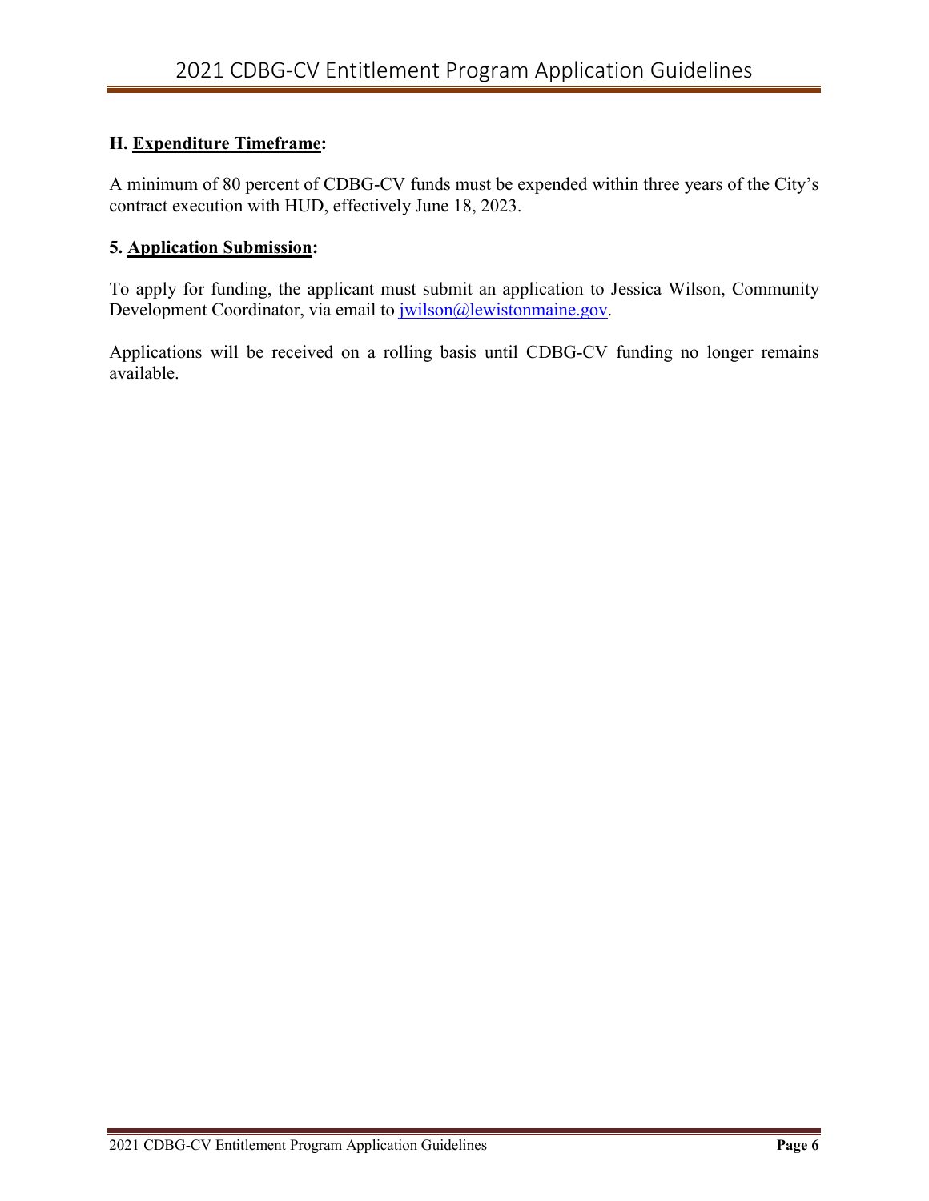**H. Expenditure Timeframe:**

A minimum of 80 percent of CDBG-CV funds must be expended within three years of the City's contract execution with HUD, effectively June 18, 2023.

**5. Application Submission:**

To apply for funding, the applicant must submit an application to Jessica Wilson, Community Development Coordinator, via email to jwilson@lewistonmaine.gov.

Applications will be received on a rolling basis until CDBG-CV funding no longer remains available.